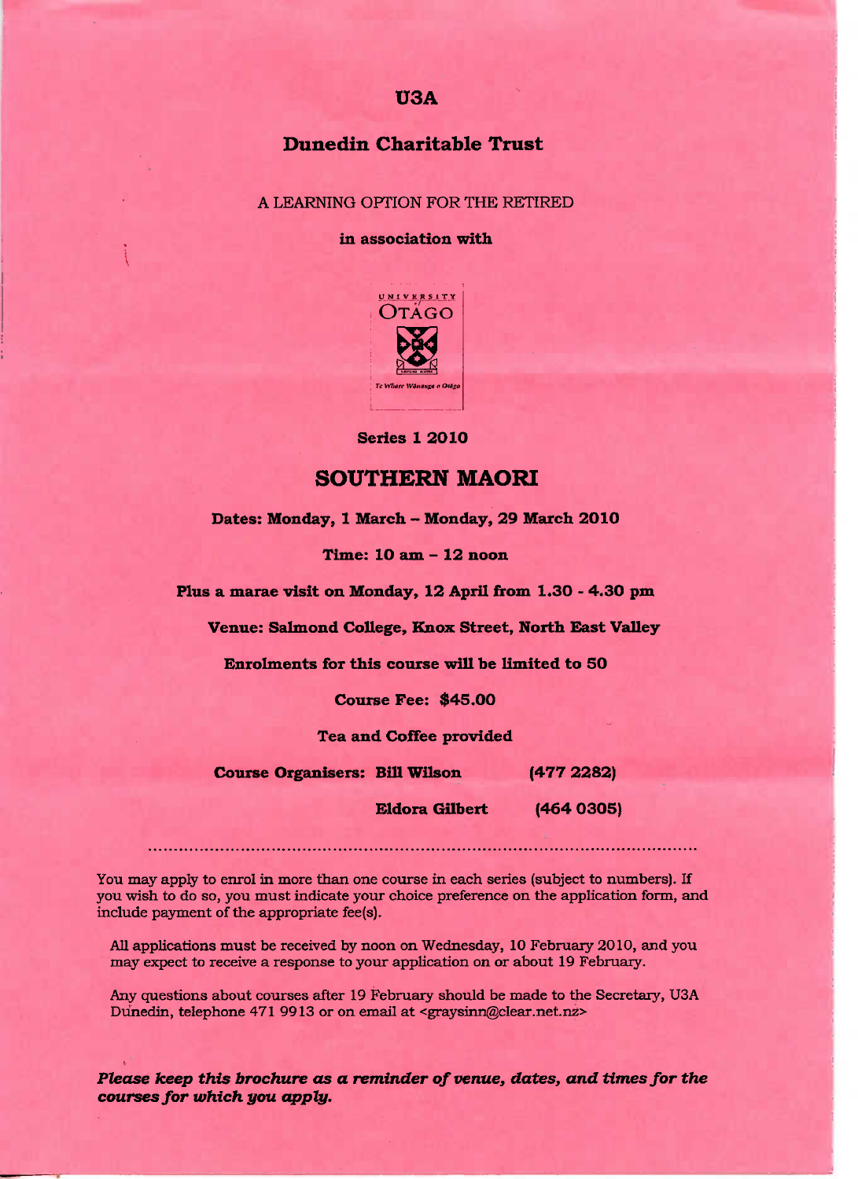# U3A

## Dunedin Charitable Trust

A LEARNING OPTION FOR THE RETIRED

**in association with**

UNIVERSITY OTAGO

*Te Whare Wānanga o Otāgo*

**Series 1 2010**

# SOUTHERN MAORI

**Dates: Monday, 1 March – Monday, 29 March 2010**

**Time: 10 am – 12 noon**

**Plus a marae visit on Monday, 12 April from 1.30 - 4.30 pm**

**Venue: Salmond College, Knox Street, North East Valley**

**Enrolments for this course will be limited to 50**

**Course Fee: $45.00**

**Tea and Coffee provided**

**Course Organisers: Bill Wilson (477 2282)**

**Eldora Gilbert (464 0305)**

---

You may apply to enrol in more than one course in each series (subject to numbers). If you wish to do so, you must indicate your choice preference on the application form, and include payment of the appropriate fee(s).

All applications must be received by noon on Wednesday, 10 February 2010, and you may expect to receive a response to your application on or about 19 February.

Any questions about courses after 19 February should be made to the Secretary, U3A Dunedin, telephone 471 9913 or on email at <graysinn@clear.net.nz>

***Please keep this brochure as a reminder of venue, dates, and times for the courses for which you apply.***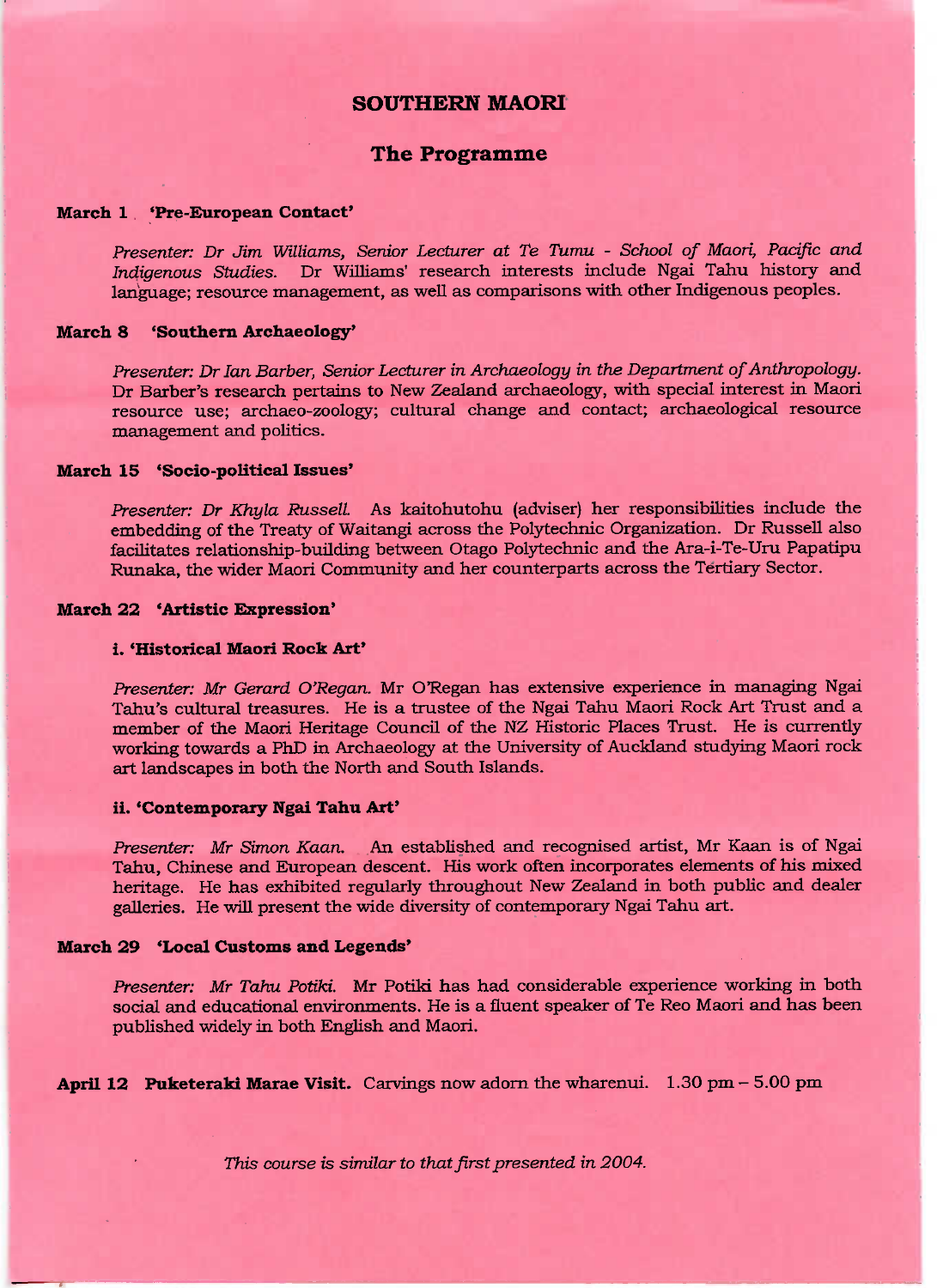# SOUTHERN MAORI

## The Programme

**March 1 'Pre-European Contact'**

*Presenter: Dr Jim Williams, Senior Lecturer at Te Tumu - School of Maori, Pacific and Indigenous Studies.* Dr Williams' research interests include Ngai Tahu history and language; resource management, as well as comparisons with other Indigenous peoples.

**March 8 'Southern Archaeology'**

*Presenter: Dr Ian Barber, Senior Lecturer in Archaeology in the Department of Anthropology.* Dr Barber's research pertains to New Zealand archaeology, with special interest in Maori resource use; archaeo-zoology; cultural change and contact; archaeological resource management and politics.

**March 15 'Socio-political Issues'**

*Presenter: Dr Khyla Russell.* As kaitohutohu (adviser) her responsibilities include the embedding of the Treaty of Waitangi across the Polytechnic Organization. Dr Russell also facilitates relationship-building between Otago Polytechnic and the Ara-i-Te-Uru Papatipu Runaka, the wider Maori Community and her counterparts across the Tertiary Sector.

**March 22 'Artistic Expression'**

**i. 'Historical Maori Rock Art'**

*Presenter: Mr Gerard O'Regan.* Mr O'Regan has extensive experience in managing Ngai Tahu's cultural treasures. He is a trustee of the Ngai Tahu Maori Rock Art Trust and a member of the Maori Heritage Council of the NZ Historic Places Trust. He is currently working towards a PhD in Archaeology at the University of Auckland studying Maori rock art landscapes in both the North and South Islands.

**ii. 'Contemporary Ngai Tahu Art'**

*Presenter: Mr Simon Kaan.* An established and recognised artist, Mr Kaan is of Ngai Tahu, Chinese and European descent. His work often incorporates elements of his mixed heritage. He has exhibited regularly throughout New Zealand in both public and dealer galleries. He will present the wide diversity of contemporary Ngai Tahu art.

**March 29 'Local Customs and Legends'**

*Presenter: Mr Tahu Potiki.* Mr Potiki has had considerable experience working in both social and educational environments. He is a fluent speaker of Te Reo Maori and has been published widely in both English and Maori.

**April 12 Puketeraki Marae Visit.** Carvings now adorn the wharenui. 1.30 pm – 5.00 pm

*This course is similar to that first presented in 2004.*